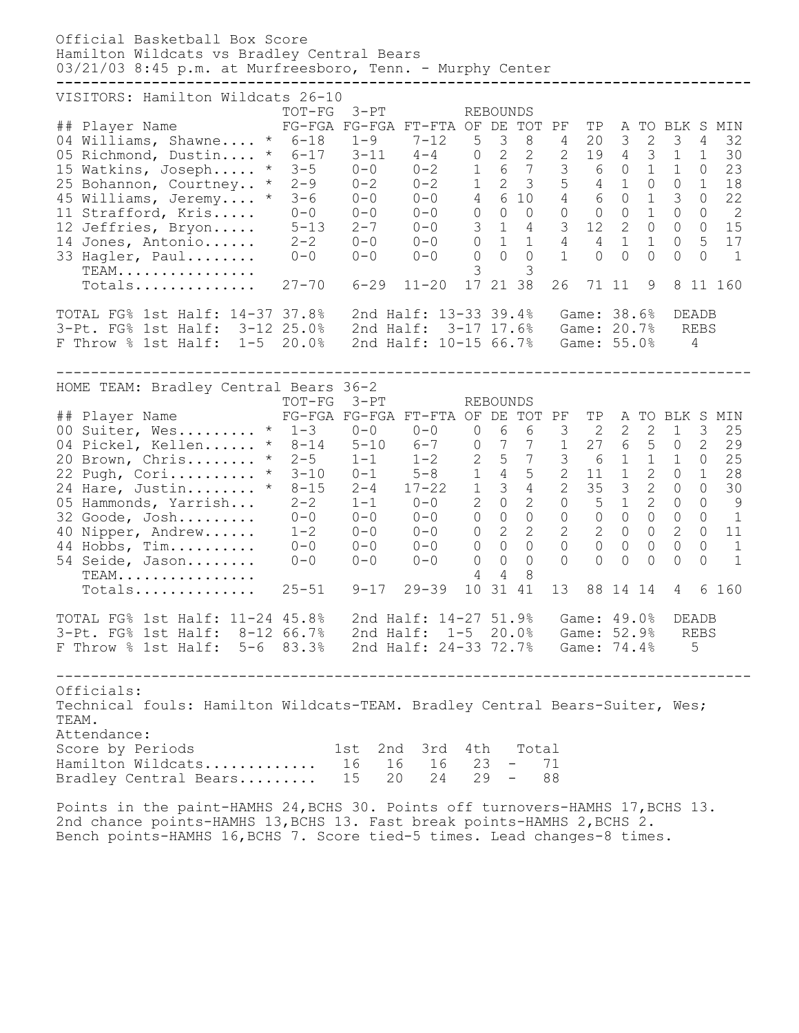Official Basketball Box Score
Hamilton Wildcats vs Bradley Central Bears
03/21/03 8:45 p.m. at Murfreesboro, Tenn. - Murphy Center

---

VISITORS: Hamilton Wildcats 26-10

| ## | Player Name | | TOT-FG FG-FGA | 3-PT FG-FGA | FT-FTA | REBOUNDS OF | DE | TOT | PF | TP | A | TO | BLK | S | MIN |
|---|---|---|---|---|---|---|---|---|---|---|---|---|---|---|---|
| 04 | Williams, Shawne.... | * | 6-18 | 1-9 | 7-12 | 5 | 3 | 8 | 4 | 20 | 3 | 2 | 3 | 4 | 32 |
| 05 | Richmond, Dustin.... | * | 6-17 | 3-11 | 4-4 | 0 | 2 | 2 | 2 | 19 | 4 | 3 | 1 | 1 | 30 |
| 15 | Watkins, Joseph..... | * | 3-5 | 0-0 | 0-2 | 1 | 6 | 7 | 3 | 6 | 0 | 1 | 1 | 0 | 23 |
| 25 | Bohannon, Courtney.. | * | 2-9 | 0-2 | 0-2 | 1 | 2 | 3 | 5 | 4 | 1 | 0 | 0 | 1 | 18 |
| 45 | Williams, Jeremy.... | * | 3-6 | 0-0 | 0-0 | 4 | 6 | 10 | 4 | 6 | 0 | 1 | 3 | 0 | 22 |
| 11 | Strafford, Kris..... | | 0-0 | 0-0 | 0-0 | 0 | 0 | 0 | 0 | 0 | 0 | 1 | 0 | 0 | 2 |
| 12 | Jeffries, Bryon..... | | 5-13 | 2-7 | 0-0 | 3 | 1 | 4 | 3 | 12 | 2 | 0 | 0 | 0 | 15 |
| 14 | Jones, Antonio...... | | 2-2 | 0-0 | 0-0 | 0 | 1 | 1 | 4 | 4 | 1 | 1 | 0 | 5 | 17 |
| 33 | Hagler, Paul........ | | 0-0 | 0-0 | 0-0 | 0 | 0 | 0 | 1 | 0 | 0 | 0 | 0 | 0 | 1 |
| | TEAM................ | | | | | 3 | | 3 | | | | | | | |
| | Totals.............. | | 27-70 | 6-29 | 11-20 | 17 | 21 | 38 | 26 | 71 | 11 | 9 | 8 | 11 | 160 |

TOTAL FG% 1st Half: 14-37 37.8%   2nd Half: 13-33 39.4%   Game: 38.6%   DEADB
3-Pt. FG% 1st Half: 3-12 25.0%   2nd Half: 3-17 17.6%   Game: 20.7%   REBS
F Throw % 1st Half: 1-5 20.0%   2nd Half: 10-15 66.7%   Game: 55.0%   4

---

HOME TEAM: Bradley Central Bears 36-2

| ## | Player Name | | TOT-FG FG-FGA | 3-PT FG-FGA | FT-FTA | REBOUNDS OF | DE | TOT | PF | TP | A | TO | BLK | S | MIN |
|---|---|---|---|---|---|---|---|---|---|---|---|---|---|---|---|
| 00 | Suiter, Wes......... | * | 1-3 | 0-0 | 0-0 | 0 | 6 | 6 | 3 | 2 | 2 | 2 | 1 | 3 | 25 |
| 04 | Pickel, Kellen...... | * | 8-14 | 5-10 | 6-7 | 0 | 7 | 7 | 1 | 27 | 6 | 5 | 0 | 2 | 29 |
| 20 | Brown, Chris........ | * | 2-5 | 1-1 | 1-2 | 2 | 5 | 7 | 3 | 6 | 1 | 1 | 1 | 0 | 25 |
| 22 | Pugh, Cori.......... | * | 3-10 | 0-1 | 5-8 | 1 | 4 | 5 | 2 | 11 | 1 | 2 | 0 | 1 | 28 |
| 24 | Hare, Justin........ | * | 8-15 | 2-4 | 17-22 | 1 | 3 | 4 | 2 | 35 | 3 | 2 | 0 | 0 | 30 |
| 05 | Hammonds, Yarrish... | | 2-2 | 1-1 | 0-0 | 2 | 0 | 2 | 0 | 5 | 1 | 2 | 0 | 0 | 9 |
| 32 | Goode, Josh......... | | 0-0 | 0-0 | 0-0 | 0 | 0 | 0 | 0 | 0 | 0 | 0 | 0 | 0 | 1 |
| 40 | Nipper, Andrew...... | | 1-2 | 0-0 | 0-0 | 0 | 2 | 2 | 2 | 2 | 0 | 0 | 2 | 0 | 11 |
| 44 | Hobbs, Tim.......... | | 0-0 | 0-0 | 0-0 | 0 | 0 | 0 | 0 | 0 | 0 | 0 | 0 | 0 | 1 |
| 54 | Seide, Jason........ | | 0-0 | 0-0 | 0-0 | 0 | 0 | 0 | 0 | 0 | 0 | 0 | 0 | 0 | 1 |
| | TEAM................ | | | | | 4 | 4 | 8 | | | | | | | |
| | Totals.............. | | 25-51 | 9-17 | 29-39 | 10 | 31 | 41 | 13 | 88 | 14 | 14 | 4 | 6 | 160 |

TOTAL FG% 1st Half: 11-24 45.8%   2nd Half: 14-27 51.9%   Game: 49.0%   DEADB
3-Pt. FG% 1st Half: 8-12 66.7%   2nd Half: 1-5 20.0%   Game: 52.9%   REBS
F Throw % 1st Half: 5-6 83.3%   2nd Half: 24-33 72.7%   Game: 74.4%   5

---

Officials:
Technical fouls: Hamilton Wildcats-TEAM. Bradley Central Bears-Suiter, Wes; TEAM.
Attendance:

| Score by Periods | 1st | 2nd | 3rd | 4th | | Total |
|---|---|---|---|---|---|---|
| Hamilton Wildcats............ | 16 | 16 | 16 | 23 | - | 71 |
| Bradley Central Bears......... | 15 | 20 | 24 | 29 | - | 88 |

Points in the paint-HAMHS 24,BCHS 30. Points off turnovers-HAMHS 17,BCHS 13.
2nd chance points-HAMHS 13,BCHS 13. Fast break points-HAMHS 2,BCHS 2.
Bench points-HAMHS 16,BCHS 7. Score tied-5 times. Lead changes-8 times.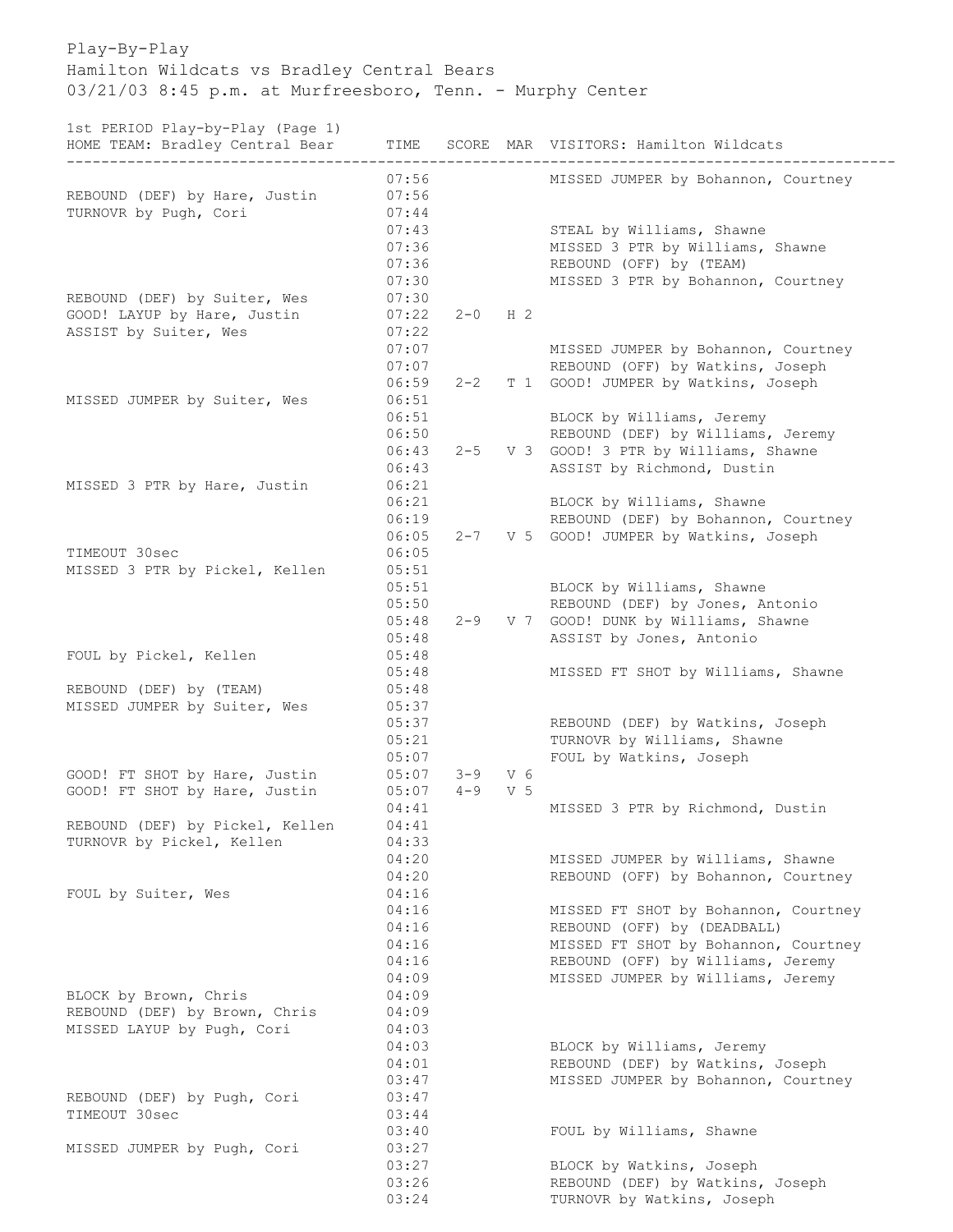Play-By-Play
Hamilton Wildcats vs Bradley Central Bears
03/21/03 8:45 p.m. at Murfreesboro, Tenn. - Murphy Center

1st PERIOD Play-by-Play (Page 1)

| HOME TEAM: Bradley Central Bear | TIME | SCORE | MAR | VISITORS: Hamilton Wildcats |
|---|---|---|---|---|
| | 07:56 | | | MISSED JUMPER by Bohannon, Courtney |
| REBOUND (DEF) by Hare, Justin | 07:56 | | | |
| TURNOVR by Pugh, Cori | 07:44 | | | |
| | 07:43 | | | STEAL by Williams, Shawne |
| | 07:36 | | | MISSED 3 PTR by Williams, Shawne |
| | 07:36 | | | REBOUND (OFF) by (TEAM) |
| | 07:30 | | | MISSED 3 PTR by Bohannon, Courtney |
| REBOUND (DEF) by Suiter, Wes | 07:30 | | | |
| GOOD! LAYUP by Hare, Justin | 07:22 | 2-0 | H 2 | |
| ASSIST by Suiter, Wes | 07:22 | | | |
| | 07:07 | | | MISSED JUMPER by Bohannon, Courtney |
| | 07:07 | | | REBOUND (OFF) by Watkins, Joseph |
| | 06:59 | 2-2 | T 1 | GOOD! JUMPER by Watkins, Joseph |
| MISSED JUMPER by Suiter, Wes | 06:51 | | | |
| | 06:51 | | | BLOCK by Williams, Jeremy |
| | 06:50 | | | REBOUND (DEF) by Williams, Jeremy |
| | 06:43 | 2-5 | V 3 | GOOD! 3 PTR by Williams, Shawne |
| | 06:43 | | | ASSIST by Richmond, Dustin |
| MISSED 3 PTR by Hare, Justin | 06:21 | | | |
| | 06:21 | | | BLOCK by Williams, Shawne |
| | 06:19 | | | REBOUND (DEF) by Bohannon, Courtney |
| | 06:05 | 2-7 | V 5 | GOOD! JUMPER by Watkins, Joseph |
| TIMEOUT 30sec | 06:05 | | | |
| MISSED 3 PTR by Pickel, Kellen | 05:51 | | | |
| | 05:51 | | | BLOCK by Williams, Shawne |
| | 05:50 | | | REBOUND (DEF) by Jones, Antonio |
| | 05:48 | 2-9 | V 7 | GOOD! DUNK by Williams, Shawne |
| | 05:48 | | | ASSIST by Jones, Antonio |
| FOUL by Pickel, Kellen | 05:48 | | | |
| | 05:48 | | | MISSED FT SHOT by Williams, Shawne |
| REBOUND (DEF) by (TEAM) | 05:48 | | | |
| MISSED JUMPER by Suiter, Wes | 05:37 | | | |
| | 05:37 | | | REBOUND (DEF) by Watkins, Joseph |
| | 05:21 | | | TURNOVR by Williams, Shawne |
| | 05:07 | | | FOUL by Watkins, Joseph |
| GOOD! FT SHOT by Hare, Justin | 05:07 | 3-9 | V 6 | |
| GOOD! FT SHOT by Hare, Justin | 05:07 | 4-9 | V 5 | |
| | 04:41 | | | MISSED 3 PTR by Richmond, Dustin |
| REBOUND (DEF) by Pickel, Kellen | 04:41 | | | |
| TURNOVR by Pickel, Kellen | 04:33 | | | |
| | 04:20 | | | MISSED JUMPER by Williams, Shawne |
| | 04:20 | | | REBOUND (OFF) by Bohannon, Courtney |
| FOUL by Suiter, Wes | 04:16 | | | |
| | 04:16 | | | MISSED FT SHOT by Bohannon, Courtney |
| | 04:16 | | | REBOUND (OFF) by (DEADBALL) |
| | 04:16 | | | MISSED FT SHOT by Bohannon, Courtney |
| | 04:16 | | | REBOUND (OFF) by Williams, Jeremy |
| | 04:09 | | | MISSED JUMPER by Williams, Jeremy |
| BLOCK by Brown, Chris | 04:09 | | | |
| REBOUND (DEF) by Brown, Chris | 04:09 | | | |
| MISSED LAYUP by Pugh, Cori | 04:03 | | | |
| | 04:03 | | | BLOCK by Williams, Jeremy |
| | 04:01 | | | REBOUND (DEF) by Watkins, Joseph |
| | 03:47 | | | MISSED JUMPER by Bohannon, Courtney |
| REBOUND (DEF) by Pugh, Cori | 03:47 | | | |
| TIMEOUT 30sec | 03:44 | | | |
| | 03:40 | | | FOUL by Williams, Shawne |
| MISSED JUMPER by Pugh, Cori | 03:27 | | | |
| | 03:27 | | | BLOCK by Watkins, Joseph |
| | 03:26 | | | REBOUND (DEF) by Watkins, Joseph |
| | 03:24 | | | TURNOVR by Watkins, Joseph |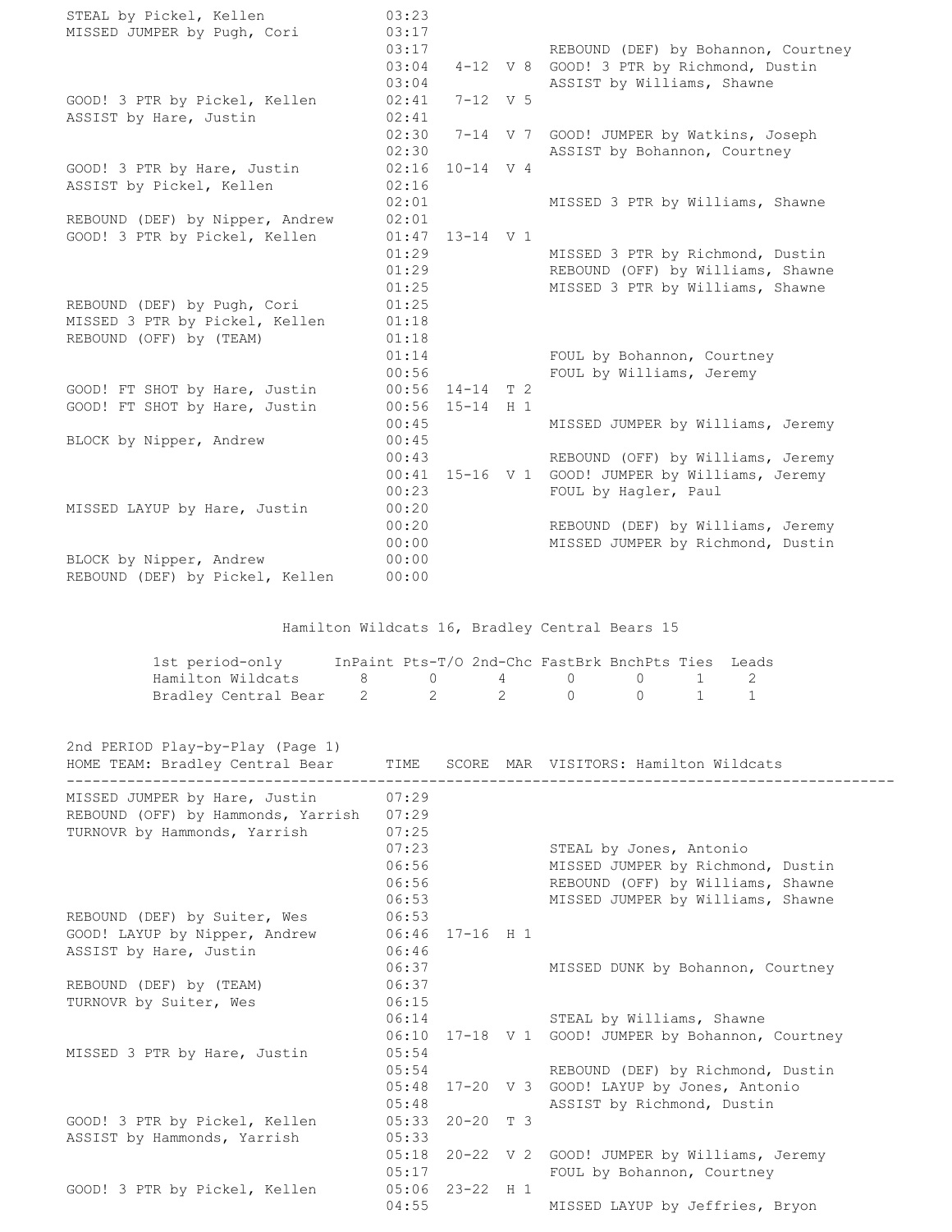| HOME | TIME | SCORE | MAR | VISITORS |
|---|---|---|---|---|
| STEAL by Pickel, Kellen | 03:23 | | | |
| MISSED JUMPER by Pugh, Cori | 03:17 | | | |
| | 03:17 | | | REBOUND (DEF) by Bohannon, Courtney |
| | 03:04 | 4-12 | V 8 | GOOD! 3 PTR by Richmond, Dustin |
| | 03:04 | | | ASSIST by Williams, Shawne |
| GOOD! 3 PTR by Pickel, Kellen | 02:41 | 7-12 | V 5 | |
| ASSIST by Hare, Justin | 02:41 | | | |
| | 02:30 | 7-14 | V 7 | GOOD! JUMPER by Watkins, Joseph |
| | 02:30 | | | ASSIST by Bohannon, Courtney |
| GOOD! 3 PTR by Hare, Justin | 02:16 | 10-14 | V 4 | |
| ASSIST by Pickel, Kellen | 02:16 | | | |
| | 02:01 | | | MISSED 3 PTR by Williams, Shawne |
| REBOUND (DEF) by Nipper, Andrew | 02:01 | | | |
| GOOD! 3 PTR by Pickel, Kellen | 01:47 | 13-14 | V 1 | |
| | 01:29 | | | MISSED 3 PTR by Richmond, Dustin |
| | 01:29 | | | REBOUND (OFF) by Williams, Shawne |
| | 01:25 | | | MISSED 3 PTR by Williams, Shawne |
| REBOUND (DEF) by Pugh, Cori | 01:25 | | | |
| MISSED 3 PTR by Pickel, Kellen | 01:18 | | | |
| REBOUND (OFF) by (TEAM) | 01:18 | | | |
| | 01:14 | | | FOUL by Bohannon, Courtney |
| | 00:56 | | | FOUL by Williams, Jeremy |
| GOOD! FT SHOT by Hare, Justin | 00:56 | 14-14 | T 2 | |
| GOOD! FT SHOT by Hare, Justin | 00:56 | 15-14 | H 1 | |
| | 00:45 | | | MISSED JUMPER by Williams, Jeremy |
| BLOCK by Nipper, Andrew | 00:45 | | | |
| | 00:43 | | | REBOUND (OFF) by Williams, Jeremy |
| | 00:41 | 15-16 | V 1 | GOOD! JUMPER by Williams, Jeremy |
| | 00:23 | | | FOUL by Hagler, Paul |
| MISSED LAYUP by Hare, Justin | 00:20 | | | |
| | 00:20 | | | REBOUND (DEF) by Williams, Jeremy |
| | 00:00 | | | MISSED JUMPER by Richmond, Dustin |
| BLOCK by Nipper, Andrew | 00:00 | | | |
| REBOUND (DEF) by Pickel, Kellen | 00:00 | | | |

Hamilton Wildcats 16, Bradley Central Bears 15

| 1st period-only | InPaint | Pts-T/O | 2nd-Chc | FastBrk | BnchPts | Ties | Leads |
|---|---|---|---|---|---|---|---|
| Hamilton Wildcats | 8 | 0 | 4 | 0 | 0 | 1 | 2 |
| Bradley Central Bear | 2 | 2 | 2 | 0 | 0 | 1 | 1 |

## 2nd PERIOD Play-by-Play (Page 1)

| HOME TEAM: Bradley Central Bear | TIME | SCORE | MAR | VISITORS: Hamilton Wildcats |
|---|---|---|---|---|
| MISSED JUMPER by Hare, Justin | 07:29 | | | |
| REBOUND (OFF) by Hammonds, Yarrish | 07:29 | | | |
| TURNOVR by Hammonds, Yarrish | 07:25 | | | |
| | 07:23 | | | STEAL by Jones, Antonio |
| | 06:56 | | | MISSED JUMPER by Richmond, Dustin |
| | 06:56 | | | REBOUND (OFF) by Williams, Shawne |
| | 06:53 | | | MISSED JUMPER by Williams, Shawne |
| REBOUND (DEF) by Suiter, Wes | 06:53 | | | |
| GOOD! LAYUP by Nipper, Andrew | 06:46 | 17-16 | H 1 | |
| ASSIST by Hare, Justin | 06:46 | | | |
| | 06:37 | | | MISSED DUNK by Bohannon, Courtney |
| REBOUND (DEF) by (TEAM) | 06:37 | | | |
| TURNOVR by Suiter, Wes | 06:15 | | | |
| | 06:14 | | | STEAL by Williams, Shawne |
| | 06:10 | 17-18 | V 1 | GOOD! JUMPER by Bohannon, Courtney |
| MISSED 3 PTR by Hare, Justin | 05:54 | | | |
| | 05:54 | | | REBOUND (DEF) by Richmond, Dustin |
| | 05:48 | 17-20 | V 3 | GOOD! LAYUP by Jones, Antonio |
| | 05:48 | | | ASSIST by Richmond, Dustin |
| GOOD! 3 PTR by Pickel, Kellen | 05:33 | 20-20 | T 3 | |
| ASSIST by Hammonds, Yarrish | 05:33 | | | |
| | 05:18 | 20-22 | V 2 | GOOD! JUMPER by Williams, Jeremy |
| | 05:17 | | | FOUL by Bohannon, Courtney |
| GOOD! 3 PTR by Pickel, Kellen | 05:06 | 23-22 | H 1 | |
| | 04:55 | | | MISSED LAYUP by Jeffries, Bryon |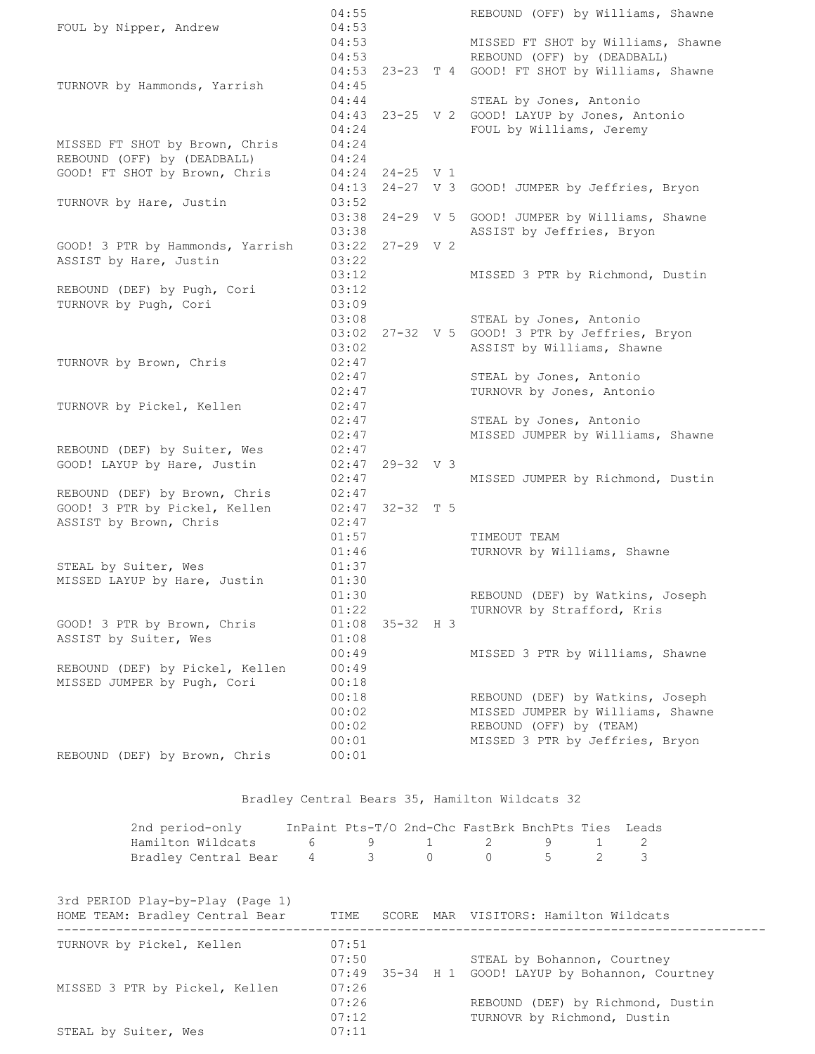| HOME TEAM: Bradley Central Bear | TIME | SCORE | MAR | VISITORS: Hamilton Wildcats |
|---|---|---|---|---|
| | 04:55 | | | REBOUND (OFF) by Williams, Shawne |
| FOUL by Nipper, Andrew | 04:53 | | | |
| | 04:53 | | | MISSED FT SHOT by Williams, Shawne |
| | 04:53 | | | REBOUND (OFF) by (DEADBALL) |
| | 04:53 | 23-23 | T 4 | GOOD! FT SHOT by Williams, Shawne |
| TURNOVR by Hammonds, Yarrish | 04:45 | | | |
| | 04:44 | | | STEAL by Jones, Antonio |
| | 04:43 | 23-25 | V 2 | GOOD! LAYUP by Jones, Antonio |
| | 04:24 | | | FOUL by Williams, Jeremy |
| MISSED FT SHOT by Brown, Chris | 04:24 | | | |
| REBOUND (OFF) by (DEADBALL) | 04:24 | | | |
| GOOD! FT SHOT by Brown, Chris | 04:24 | 24-25 | V 1 | |
| | 04:13 | 24-27 | V 3 | GOOD! JUMPER by Jeffries, Bryon |
| TURNOVR by Hare, Justin | 03:52 | | | |
| | 03:38 | 24-29 | V 5 | GOOD! JUMPER by Williams, Shawne |
| | 03:38 | | | ASSIST by Jeffries, Bryon |
| GOOD! 3 PTR by Hammonds, Yarrish | 03:22 | 27-29 | V 2 | |
| ASSIST by Hare, Justin | 03:22 | | | |
| | 03:12 | | | MISSED 3 PTR by Richmond, Dustin |
| REBOUND (DEF) by Pugh, Cori | 03:12 | | | |
| TURNOVR by Pugh, Cori | 03:09 | | | |
| | 03:08 | | | STEAL by Jones, Antonio |
| | 03:02 | 27-32 | V 5 | GOOD! 3 PTR by Jeffries, Bryon |
| | 03:02 | | | ASSIST by Williams, Shawne |
| TURNOVR by Brown, Chris | 02:47 | | | |
| | 02:47 | | | STEAL by Jones, Antonio |
| | 02:47 | | | TURNOVR by Jones, Antonio |
| TURNOVR by Pickel, Kellen | 02:47 | | | |
| | 02:47 | | | STEAL by Jones, Antonio |
| | 02:47 | | | MISSED JUMPER by Williams, Shawne |
| REBOUND (DEF) by Suiter, Wes | 02:47 | | | |
| GOOD! LAYUP by Hare, Justin | 02:47 | 29-32 | V 3 | |
| | 02:47 | | | MISSED JUMPER by Richmond, Dustin |
| REBOUND (DEF) by Brown, Chris | 02:47 | | | |
| GOOD! 3 PTR by Pickel, Kellen | 02:47 | 32-32 | T 5 | |
| ASSIST by Brown, Chris | 02:47 | | | |
| | 01:57 | | | TIMEOUT TEAM |
| | 01:46 | | | TURNOVR by Williams, Shawne |
| STEAL by Suiter, Wes | 01:37 | | | |
| MISSED LAYUP by Hare, Justin | 01:30 | | | |
| | 01:30 | | | REBOUND (DEF) by Watkins, Joseph |
| | 01:22 | | | TURNOVR by Strafford, Kris |
| GOOD! 3 PTR by Brown, Chris | 01:08 | 35-32 | H 3 | |
| ASSIST by Suiter, Wes | 01:08 | | | |
| | 00:49 | | | MISSED 3 PTR by Williams, Shawne |
| REBOUND (DEF) by Pickel, Kellen | 00:49 | | | |
| MISSED JUMPER by Pugh, Cori | 00:18 | | | |
| | 00:18 | | | REBOUND (DEF) by Watkins, Joseph |
| | 00:02 | | | MISSED JUMPER by Williams, Shawne |
| | 00:02 | | | REBOUND (OFF) by (TEAM) |
| | 00:01 | | | MISSED 3 PTR by Jeffries, Bryon |
| REBOUND (DEF) by Brown, Chris | 00:01 | | | |

Bradley Central Bears 35, Hamilton Wildcats 32

| 2nd period-only | InPaint | Pts-T/O | 2nd-Chc | FastBrk | BnchPts | Ties | Leads |
|---|---|---|---|---|---|---|---|
| Hamilton Wildcats | 6 | 9 | 1 | 2 | 9 | 1 | 2 |
| Bradley Central Bear | 4 | 3 | 0 | 0 | 5 | 2 | 3 |

## 3rd PERIOD Play-by-Play (Page 1)

| HOME TEAM: Bradley Central Bear | TIME | SCORE | MAR | VISITORS: Hamilton Wildcats |
|---|---|---|---|---|
| TURNOVR by Pickel, Kellen | 07:51 | | | |
| | 07:50 | | | STEAL by Bohannon, Courtney |
| | 07:49 | 35-34 | H 1 | GOOD! LAYUP by Bohannon, Courtney |
| MISSED 3 PTR by Pickel, Kellen | 07:26 | | | |
| | 07:26 | | | REBOUND (DEF) by Richmond, Dustin |
| | 07:12 | | | TURNOVR by Richmond, Dustin |
| STEAL by Suiter, Wes | 07:11 | | | |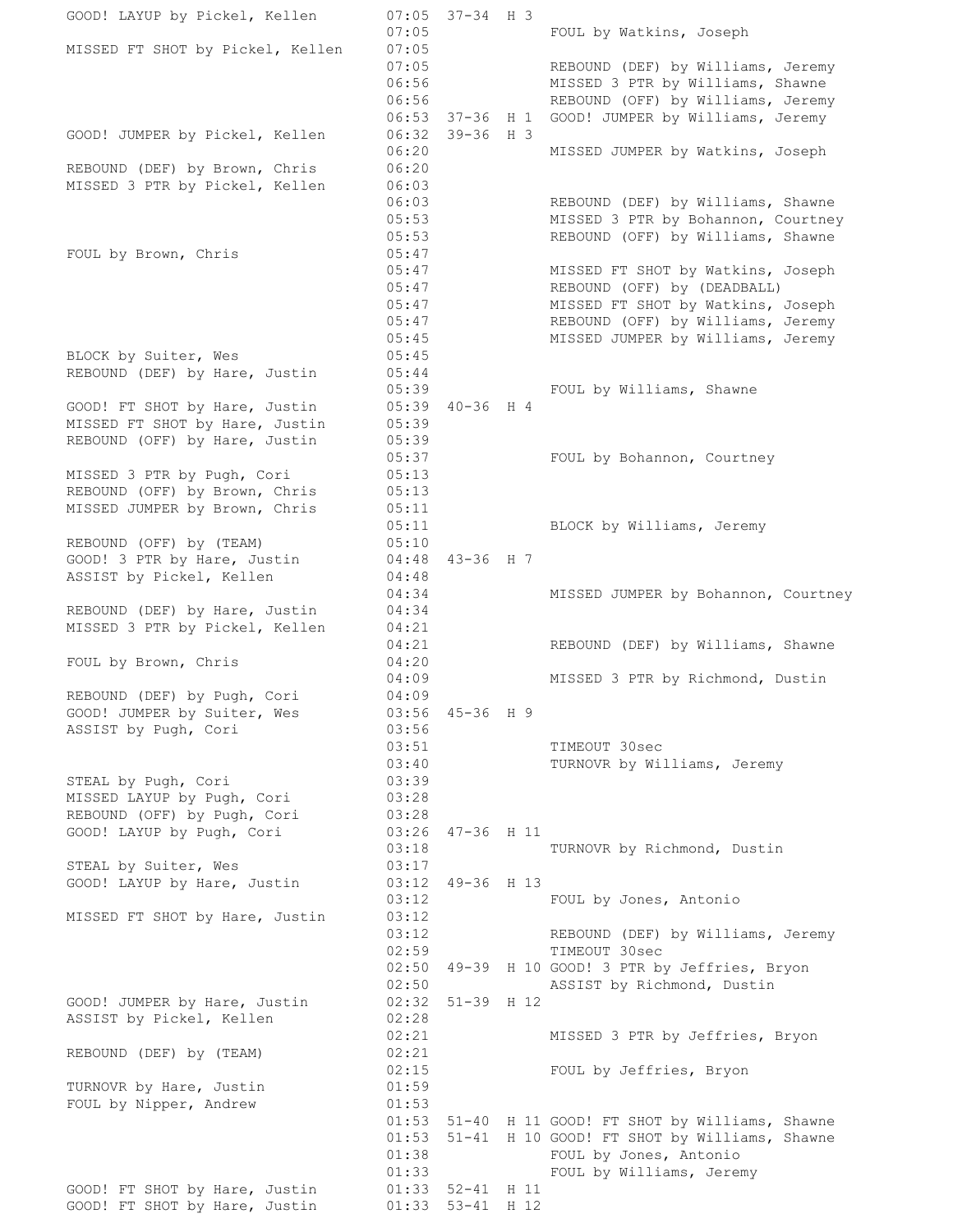| Home | Time | Score | Margin | Visitor |
|---|---|---|---|---|
| GOOD! LAYUP by Pickel, Kellen | 07:05 | 37-34 | H 3 | |
| | 07:05 | | | FOUL by Watkins, Joseph |
| MISSED FT SHOT by Pickel, Kellen | 07:05 | | | |
| | 07:05 | | | REBOUND (DEF) by Williams, Jeremy |
| | 06:56 | | | MISSED 3 PTR by Williams, Shawne |
| | 06:56 | | | REBOUND (OFF) by Williams, Jeremy |
| | 06:53 | 37-36 | H 1 | GOOD! JUMPER by Williams, Jeremy |
| GOOD! JUMPER by Pickel, Kellen | 06:32 | 39-36 | H 3 | |
| | 06:20 | | | MISSED JUMPER by Watkins, Joseph |
| REBOUND (DEF) by Brown, Chris | 06:20 | | | |
| MISSED 3 PTR by Pickel, Kellen | 06:03 | | | |
| | 06:03 | | | REBOUND (DEF) by Williams, Shawne |
| | 05:53 | | | MISSED 3 PTR by Bohannon, Courtney |
| | 05:53 | | | REBOUND (OFF) by Williams, Shawne |
| FOUL by Brown, Chris | 05:47 | | | |
| | 05:47 | | | MISSED FT SHOT by Watkins, Joseph |
| | 05:47 | | | REBOUND (OFF) by (DEADBALL) |
| | 05:47 | | | MISSED FT SHOT by Watkins, Joseph |
| | 05:47 | | | REBOUND (OFF) by Williams, Jeremy |
| | 05:45 | | | MISSED JUMPER by Williams, Jeremy |
| BLOCK by Suiter, Wes | 05:45 | | | |
| REBOUND (DEF) by Hare, Justin | 05:44 | | | |
| | 05:39 | | | FOUL by Williams, Shawne |
| GOOD! FT SHOT by Hare, Justin | 05:39 | 40-36 | H 4 | |
| MISSED FT SHOT by Hare, Justin | 05:39 | | | |
| REBOUND (OFF) by Hare, Justin | 05:39 | | | |
| | 05:37 | | | FOUL by Bohannon, Courtney |
| MISSED 3 PTR by Pugh, Cori | 05:13 | | | |
| REBOUND (OFF) by Brown, Chris | 05:13 | | | |
| MISSED JUMPER by Brown, Chris | 05:11 | | | |
| | 05:11 | | | BLOCK by Williams, Jeremy |
| REBOUND (OFF) by (TEAM) | 05:10 | | | |
| GOOD! 3 PTR by Hare, Justin | 04:48 | 43-36 | H 7 | |
| ASSIST by Pickel, Kellen | 04:48 | | | |
| | 04:34 | | | MISSED JUMPER by Bohannon, Courtney |
| REBOUND (DEF) by Hare, Justin | 04:34 | | | |
| MISSED 3 PTR by Pickel, Kellen | 04:21 | | | |
| | 04:21 | | | REBOUND (DEF) by Williams, Shawne |
| FOUL by Brown, Chris | 04:20 | | | |
| | 04:09 | | | MISSED 3 PTR by Richmond, Dustin |
| REBOUND (DEF) by Pugh, Cori | 04:09 | | | |
| GOOD! JUMPER by Suiter, Wes | 03:56 | 45-36 | H 9 | |
| ASSIST by Pugh, Cori | 03:56 | | | |
| | 03:51 | | | TIMEOUT 30sec |
| | 03:40 | | | TURNOVR by Williams, Jeremy |
| STEAL by Pugh, Cori | 03:39 | | | |
| MISSED LAYUP by Pugh, Cori | 03:28 | | | |
| REBOUND (OFF) by Pugh, Cori | 03:28 | | | |
| GOOD! LAYUP by Pugh, Cori | 03:26 | 47-36 | H 11 | |
| | 03:18 | | | TURNOVR by Richmond, Dustin |
| STEAL by Suiter, Wes | 03:17 | | | |
| GOOD! LAYUP by Hare, Justin | 03:12 | 49-36 | H 13 | |
| | 03:12 | | | FOUL by Jones, Antonio |
| MISSED FT SHOT by Hare, Justin | 03:12 | | | |
| | 03:12 | | | REBOUND (DEF) by Williams, Jeremy |
| | 02:59 | | | TIMEOUT 30sec |
| | 02:50 | 49-39 | H 10 | GOOD! 3 PTR by Jeffries, Bryon |
| | 02:50 | | | ASSIST by Richmond, Dustin |
| GOOD! JUMPER by Hare, Justin | 02:32 | 51-39 | H 12 | |
| ASSIST by Pickel, Kellen | 02:28 | | | |
| | 02:21 | | | MISSED 3 PTR by Jeffries, Bryon |
| REBOUND (DEF) by (TEAM) | 02:21 | | | |
| | 02:15 | | | FOUL by Jeffries, Bryon |
| TURNOVR by Hare, Justin | 01:59 | | | |
| FOUL by Nipper, Andrew | 01:53 | | | |
| | 01:53 | 51-40 | H 11 | GOOD! FT SHOT by Williams, Shawne |
| | 01:53 | 51-41 | H 10 | GOOD! FT SHOT by Williams, Shawne |
| | 01:38 | | | FOUL by Jones, Antonio |
| | 01:33 | | | FOUL by Williams, Jeremy |
| GOOD! FT SHOT by Hare, Justin | 01:33 | 52-41 | H 11 | |
| GOOD! FT SHOT by Hare, Justin | 01:33 | 53-41 | H 12 | |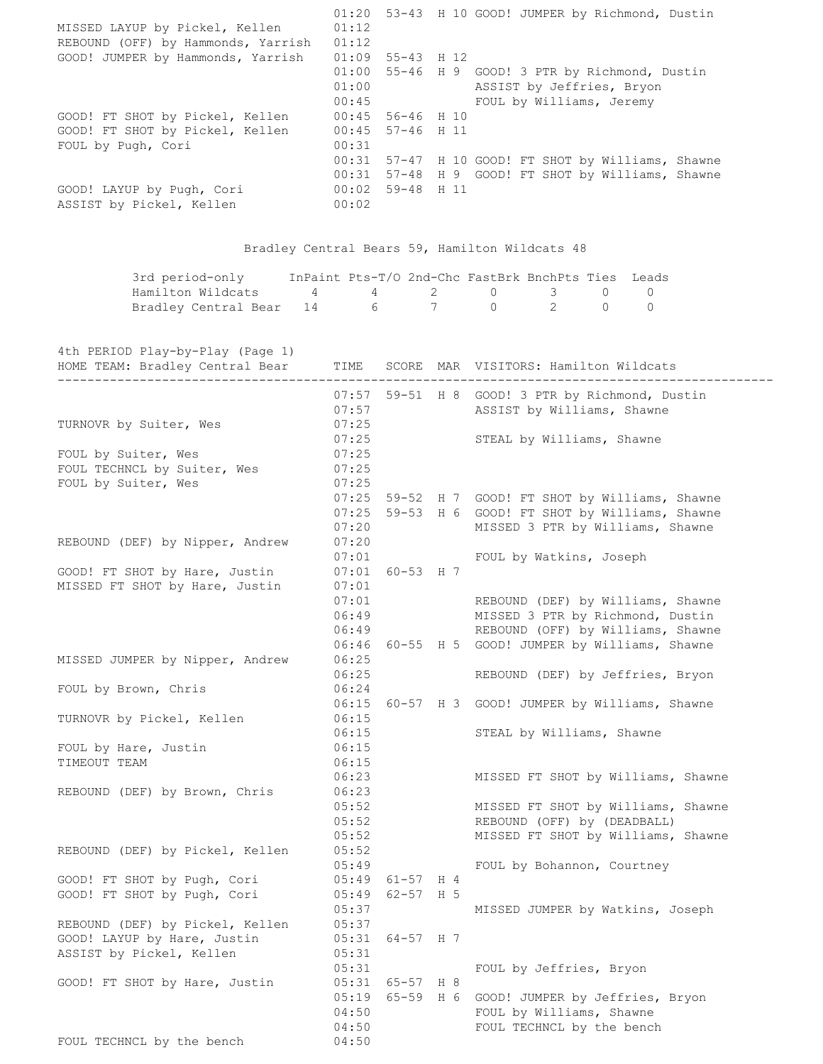| HOME | TIME | SCORE | MAR | VISITORS |
|---|---|---|---|---|
| | 01:20 | 53-43 | H 10 | GOOD! JUMPER by Richmond, Dustin |
| MISSED LAYUP by Pickel, Kellen | 01:12 | | | |
| REBOUND (OFF) by Hammonds, Yarrish | 01:12 | | | |
| GOOD! JUMPER by Hammonds, Yarrish | 01:09 | 55-43 | H 12 | |
| | 01:00 | 55-46 | H 9 | GOOD! 3 PTR by Richmond, Dustin |
| | 01:00 | | | ASSIST by Jeffries, Bryon |
| | 00:45 | | | FOUL by Williams, Jeremy |
| GOOD! FT SHOT by Pickel, Kellen | 00:45 | 56-46 | H 10 | |
| GOOD! FT SHOT by Pickel, Kellen | 00:45 | 57-46 | H 11 | |
| FOUL by Pugh, Cori | 00:31 | | | |
| | 00:31 | 57-47 | H 10 | GOOD! FT SHOT by Williams, Shawne |
| | 00:31 | 57-48 | H 9 | GOOD! FT SHOT by Williams, Shawne |
| GOOD! LAYUP by Pugh, Cori | 00:02 | 59-48 | H 11 | |
| ASSIST by Pickel, Kellen | 00:02 | | | |

Bradley Central Bears 59, Hamilton Wildcats 48

| 3rd period-only | InPaint | Pts-T/O | 2nd-Chc | FastBrk | BnchPts | Ties | Leads |
|---|---|---|---|---|---|---|---|
| Hamilton Wildcats | 4 | 4 | 2 | 0 | 3 | 0 | 0 |
| Bradley Central Bear | 14 | 6 | 7 | 0 | 2 | 0 | 0 |

4th PERIOD Play-by-Play (Page 1)

| HOME TEAM: Bradley Central Bear | TIME | SCORE | MAR | VISITORS: Hamilton Wildcats |
|---|---|---|---|---|
| | 07:57 | 59-51 | H 8 | GOOD! 3 PTR by Richmond, Dustin |
| | 07:57 | | | ASSIST by Williams, Shawne |
| TURNOVR by Suiter, Wes | 07:25 | | | |
| | 07:25 | | | STEAL by Williams, Shawne |
| FOUL by Suiter, Wes | 07:25 | | | |
| FOUL TECHNCL by Suiter, Wes | 07:25 | | | |
| FOUL by Suiter, Wes | 07:25 | | | |
| | 07:25 | 59-52 | H 7 | GOOD! FT SHOT by Williams, Shawne |
| | 07:25 | 59-53 | H 6 | GOOD! FT SHOT by Williams, Shawne |
| | 07:20 | | | MISSED 3 PTR by Williams, Shawne |
| REBOUND (DEF) by Nipper, Andrew | 07:20 | | | |
| | 07:01 | | | FOUL by Watkins, Joseph |
| GOOD! FT SHOT by Hare, Justin | 07:01 | 60-53 | H 7 | |
| MISSED FT SHOT by Hare, Justin | 07:01 | | | |
| | 07:01 | | | REBOUND (DEF) by Williams, Shawne |
| | 06:49 | | | MISSED 3 PTR by Richmond, Dustin |
| | 06:49 | | | REBOUND (OFF) by Williams, Shawne |
| | 06:46 | 60-55 | H 5 | GOOD! JUMPER by Williams, Shawne |
| MISSED JUMPER by Nipper, Andrew | 06:25 | | | |
| | 06:25 | | | REBOUND (DEF) by Jeffries, Bryon |
| FOUL by Brown, Chris | 06:24 | | | |
| | 06:15 | 60-57 | H 3 | GOOD! JUMPER by Williams, Shawne |
| TURNOVR by Pickel, Kellen | 06:15 | | | |
| | 06:15 | | | STEAL by Williams, Shawne |
| FOUL by Hare, Justin | 06:15 | | | |
| TIMEOUT TEAM | 06:15 | | | |
| | 06:23 | | | MISSED FT SHOT by Williams, Shawne |
| REBOUND (DEF) by Brown, Chris | 06:23 | | | |
| | 05:52 | | | MISSED FT SHOT by Williams, Shawne |
| | 05:52 | | | REBOUND (OFF) by (DEADBALL) |
| | 05:52 | | | MISSED FT SHOT by Williams, Shawne |
| REBOUND (DEF) by Pickel, Kellen | 05:52 | | | |
| | 05:49 | | | FOUL by Bohannon, Courtney |
| GOOD! FT SHOT by Pugh, Cori | 05:49 | 61-57 | H 4 | |
| GOOD! FT SHOT by Pugh, Cori | 05:49 | 62-57 | H 5 | |
| | 05:37 | | | MISSED JUMPER by Watkins, Joseph |
| REBOUND (DEF) by Pickel, Kellen | 05:37 | | | |
| GOOD! LAYUP by Hare, Justin | 05:31 | 64-57 | H 7 | |
| ASSIST by Pickel, Kellen | 05:31 | | | |
| | 05:31 | | | FOUL by Jeffries, Bryon |
| GOOD! FT SHOT by Hare, Justin | 05:31 | 65-57 | H 8 | |
| | 05:19 | 65-59 | H 6 | GOOD! JUMPER by Jeffries, Bryon |
| | 04:50 | | | FOUL by Williams, Shawne |
| | 04:50 | | | FOUL TECHNCL by the bench |
| FOUL TECHNCL by the bench | 04:50 | | | |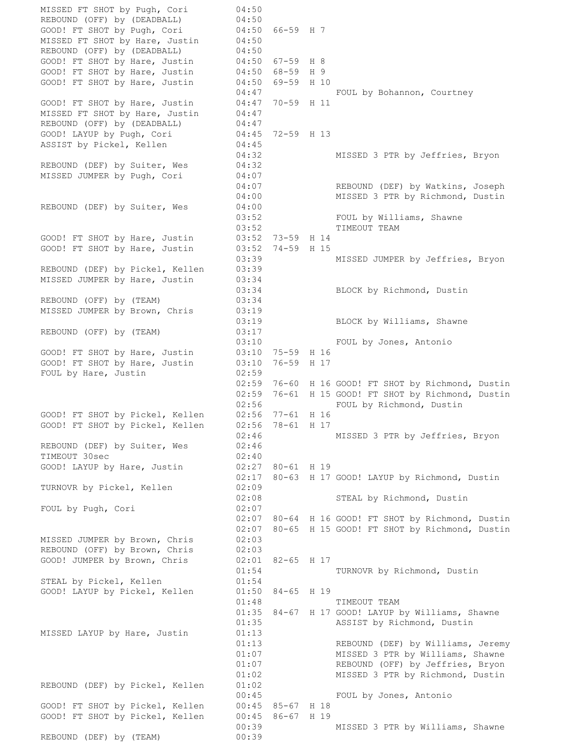```
MISSED FT SHOT by Pugh, Cori         04:50
REBOUND (OFF) by (DEADBALL)          04:50
GOOD! FT SHOT by Pugh, Cori          04:50  66-59  H 7
MISSED FT SHOT by Hare, Justin       04:50
REBOUND (OFF) by (DEADBALL)          04:50
GOOD! FT SHOT by Hare, Justin        04:50  67-59  H 8
GOOD! FT SHOT by Hare, Justin        04:50  68-59  H 9
GOOD! FT SHOT by Hare, Justin        04:50  69-59  H 10
                                     04:47               FOUL by Bohannon, Courtney
GOOD! FT SHOT by Hare, Justin        04:47  70-59  H 11
MISSED FT SHOT by Hare, Justin       04:47
REBOUND (OFF) by (DEADBALL)          04:47
GOOD! LAYUP by Pugh, Cori            04:45  72-59  H 13
ASSIST by Pickel, Kellen             04:45
                                     04:32               MISSED 3 PTR by Jeffries, Bryon
REBOUND (DEF) by Suiter, Wes         04:32
MISSED JUMPER by Pugh, Cori          04:07
                                     04:07               REBOUND (DEF) by Watkins, Joseph
                                     04:00               MISSED 3 PTR by Richmond, Dustin
REBOUND (DEF) by Suiter, Wes         04:00
                                     03:52               FOUL by Williams, Shawne
                                     03:52               TIMEOUT TEAM
GOOD! FT SHOT by Hare, Justin        03:52  73-59  H 14
GOOD! FT SHOT by Hare, Justin        03:52  74-59  H 15
                                     03:39               MISSED JUMPER by Jeffries, Bryon
REBOUND (DEF) by Pickel, Kellen      03:39
MISSED JUMPER by Hare, Justin        03:34
                                     03:34               BLOCK by Richmond, Dustin
REBOUND (OFF) by (TEAM)              03:34
MISSED JUMPER by Brown, Chris        03:19
                                     03:19               BLOCK by Williams, Shawne
REBOUND (OFF) by (TEAM)              03:17
                                     03:10               FOUL by Jones, Antonio
GOOD! FT SHOT by Hare, Justin        03:10  75-59  H 16
GOOD! FT SHOT by Hare, Justin        03:10  76-59  H 17
FOUL by Hare, Justin                 02:59
                                     02:59  76-60  H 16 GOOD! FT SHOT by Richmond, Dustin
                                     02:59  76-61  H 15 GOOD! FT SHOT by Richmond, Dustin
                                     02:56               FOUL by Richmond, Dustin
GOOD! FT SHOT by Pickel, Kellen      02:56  77-61  H 16
GOOD! FT SHOT by Pickel, Kellen      02:56  78-61  H 17
                                     02:46               MISSED 3 PTR by Jeffries, Bryon
REBOUND (DEF) by Suiter, Wes         02:46
TIMEOUT 30sec                        02:40
GOOD! LAYUP by Hare, Justin          02:27  80-61  H 19
                                     02:17  80-63  H 17 GOOD! LAYUP by Richmond, Dustin
TURNOVR by Pickel, Kellen            02:09
                                     02:08               STEAL by Richmond, Dustin
FOUL by Pugh, Cori                   02:07
                                     02:07  80-64  H 16 GOOD! FT SHOT by Richmond, Dustin
                                     02:07  80-65  H 15 GOOD! FT SHOT by Richmond, Dustin
MISSED JUMPER by Brown, Chris        02:03
REBOUND (OFF) by Brown, Chris        02:03
GOOD! JUMPER by Brown, Chris         02:01  82-65  H 17
                                     01:54               TURNOVR by Richmond, Dustin
STEAL by Pickel, Kellen              01:54
GOOD! LAYUP by Pickel, Kellen        01:50  84-65  H 19
                                     01:48               TIMEOUT TEAM
                                     01:35  84-67  H 17 GOOD! LAYUP by Williams, Shawne
                                     01:35               ASSIST by Richmond, Dustin
MISSED LAYUP by Hare, Justin         01:13
                                     01:13               REBOUND (DEF) by Williams, Jeremy
                                     01:07               MISSED 3 PTR by Williams, Shawne
                                     01:07               REBOUND (OFF) by Jeffries, Bryon
                                     01:02               MISSED 3 PTR by Richmond, Dustin
REBOUND (DEF) by Pickel, Kellen      01:02
                                     00:45               FOUL by Jones, Antonio
GOOD! FT SHOT by Pickel, Kellen      00:45  85-67  H 18
GOOD! FT SHOT by Pickel, Kellen      00:45  86-67  H 19
                                     00:39               MISSED 3 PTR by Williams, Shawne
REBOUND (DEF) by (TEAM)              00:39
```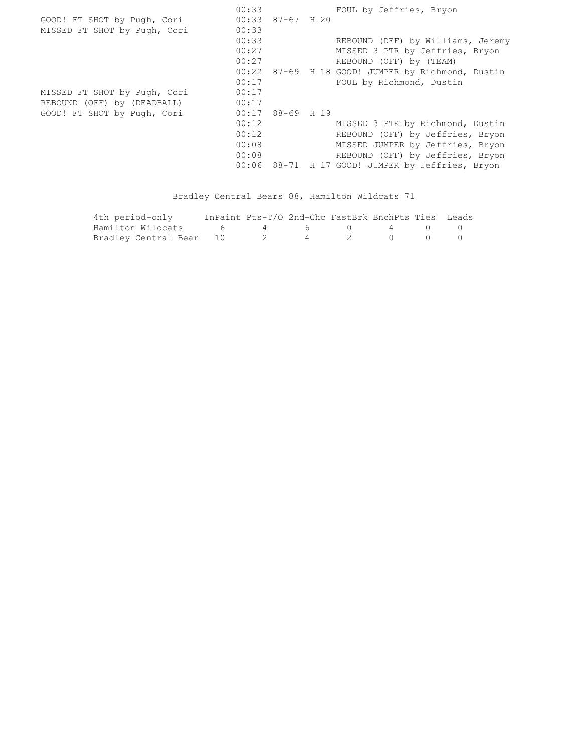| Home | Time | Score | Margin | Visitor |
|---|---|---|---|---|
| | 00:33 | | | FOUL by Jeffries, Bryon |
| GOOD! FT SHOT by Pugh, Cori | 00:33 | 87-67 | H 20 | |
| MISSED FT SHOT by Pugh, Cori | 00:33 | | | |
| | 00:33 | | | REBOUND (DEF) by Williams, Jeremy |
| | 00:27 | | | MISSED 3 PTR by Jeffries, Bryon |
| | 00:27 | | | REBOUND (OFF) by (TEAM) |
| | 00:22 | 87-69 | H 18 | GOOD! JUMPER by Richmond, Dustin |
| | 00:17 | | | FOUL by Richmond, Dustin |
| MISSED FT SHOT by Pugh, Cori | 00:17 | | | |
| REBOUND (OFF) by (DEADBALL) | 00:17 | | | |
| GOOD! FT SHOT by Pugh, Cori | 00:17 | 88-69 | H 19 | |
| | 00:12 | | | MISSED 3 PTR by Richmond, Dustin |
| | 00:12 | | | REBOUND (OFF) by Jeffries, Bryon |
| | 00:08 | | | MISSED JUMPER by Jeffries, Bryon |
| | 00:08 | | | REBOUND (OFF) by Jeffries, Bryon |
| | 00:06 | 88-71 | H 17 | GOOD! JUMPER by Jeffries, Bryon |

Bradley Central Bears 88, Hamilton Wildcats 71

| 4th period-only | InPaint | Pts-T/O | 2nd-Chc | FastBrk | BnchPts | Ties | Leads |
|---|---|---|---|---|---|---|---|
| Hamilton Wildcats | 6 | 4 | 6 | 0 | 4 | 0 | 0 |
| Bradley Central Bear | 10 | 2 | 4 | 2 | 0 | 0 | 0 |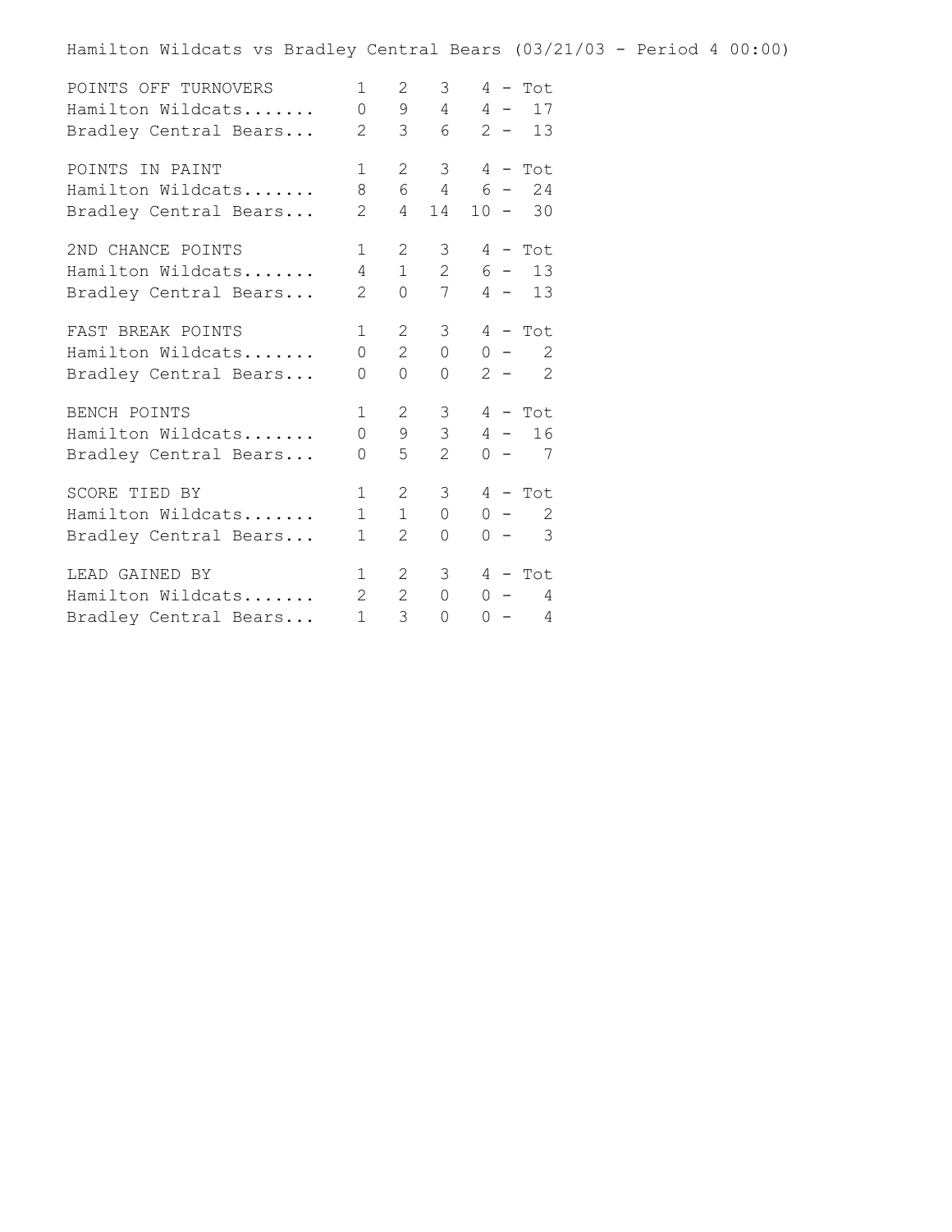Hamilton Wildcats vs Bradley Central Bears (03/21/03 - Period 4 00:00)

| POINTS OFF TURNOVERS | 1 | 2 | 3 | 4 | Tot |
|---|---|---|---|---|---|
| Hamilton Wildcats....... | 0 | 9 | 4 | 4 | 17 |
| Bradley Central Bears... | 2 | 3 | 6 | 2 | 13 |

| POINTS IN PAINT | 1 | 2 | 3 | 4 | Tot |
|---|---|---|---|---|---|
| Hamilton Wildcats....... | 8 | 6 | 4 | 6 | 24 |
| Bradley Central Bears... | 2 | 4 | 14 | 10 | 30 |

| 2ND CHANCE POINTS | 1 | 2 | 3 | 4 | Tot |
|---|---|---|---|---|---|
| Hamilton Wildcats....... | 4 | 1 | 2 | 6 | 13 |
| Bradley Central Bears... | 2 | 0 | 7 | 4 | 13 |

| FAST BREAK POINTS | 1 | 2 | 3 | 4 | Tot |
|---|---|---|---|---|---|
| Hamilton Wildcats....... | 0 | 2 | 0 | 0 | 2 |
| Bradley Central Bears... | 0 | 0 | 0 | 2 | 2 |

| BENCH POINTS | 1 | 2 | 3 | 4 | Tot |
|---|---|---|---|---|---|
| Hamilton Wildcats....... | 0 | 9 | 3 | 4 | 16 |
| Bradley Central Bears... | 0 | 5 | 2 | 0 | 7 |

| SCORE TIED BY | 1 | 2 | 3 | 4 | Tot |
|---|---|---|---|---|---|
| Hamilton Wildcats....... | 1 | 1 | 0 | 0 | 2 |
| Bradley Central Bears... | 1 | 2 | 0 | 0 | 3 |

| LEAD GAINED BY | 1 | 2 | 3 | 4 | Tot |
|---|---|---|---|---|---|
| Hamilton Wildcats....... | 2 | 2 | 0 | 0 | 4 |
| Bradley Central Bears... | 1 | 3 | 0 | 0 | 4 |